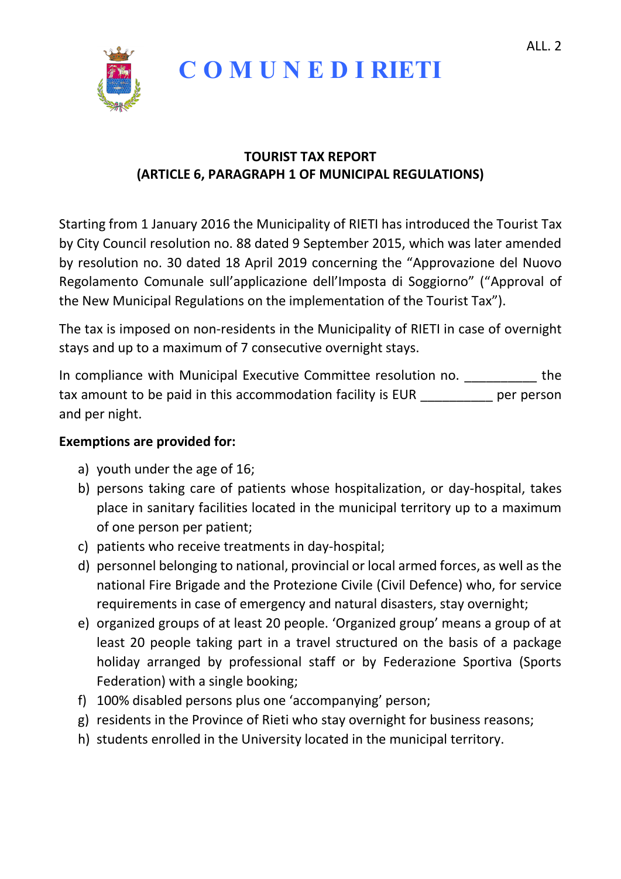ALL. 2

# C O M U N E D I RIETI

## TOURIST TAX REPORT
## (ARTICLE 6, PARAGRAPH 1 OF MUNICIPAL REGULATIONS)

Starting from 1 January 2016 the Municipality of RIETI has introduced the Tourist Tax by City Council resolution no. 88 dated 9 September 2015, which was later amended by resolution no. 30 dated 18 April 2019 concerning the "Approvazione del Nuovo Regolamento Comunale sull'applicazione dell'Imposta di Soggiorno" ("Approval of the New Municipal Regulations on the implementation of the Tourist Tax").

The tax is imposed on non-residents in the Municipality of RIETI in case of overnight stays and up to a maximum of 7 consecutive overnight stays.

In compliance with Municipal Executive Committee resolution no. __________ the tax amount to be paid in this accommodation facility is EUR __________ per person and per night.

**Exemptions are provided for:**

a) youth under the age of 16;
b) persons taking care of patients whose hospitalization, or day-hospital, takes place in sanitary facilities located in the municipal territory up to a maximum of one person per patient;
c) patients who receive treatments in day-hospital;
d) personnel belonging to national, provincial or local armed forces, as well as the national Fire Brigade and the Protezione Civile (Civil Defence) who, for service requirements in case of emergency and natural disasters, stay overnight;
e) organized groups of at least 20 people. 'Organized group' means a group of at least 20 people taking part in a travel structured on the basis of a package holiday arranged by professional staff or by Federazione Sportiva (Sports Federation) with a single booking;
f) 100% disabled persons plus one 'accompanying' person;
g) residents in the Province of Rieti who stay overnight for business reasons;
h) students enrolled in the University located in the municipal territory.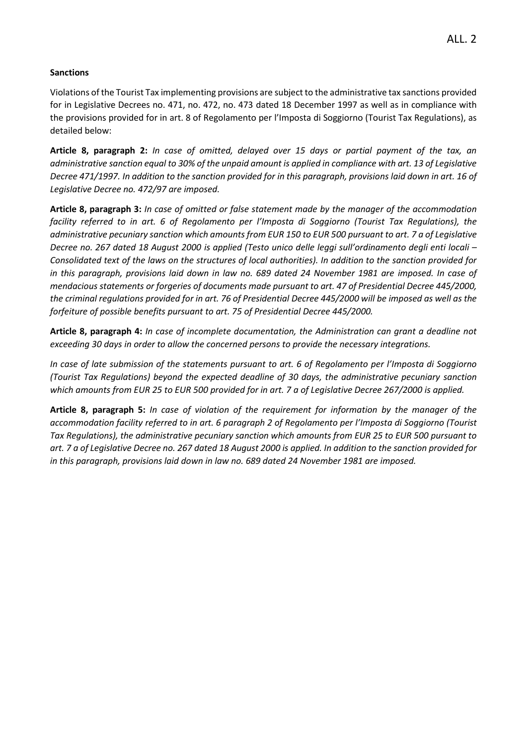ALL. 2

**Sanctions**

Violations of the Tourist Tax implementing provisions are subject to the administrative tax sanctions provided for in Legislative Decrees no. 471, no. 472, no. 473 dated 18 December 1997 as well as in compliance with the provisions provided for in art. 8 of Regolamento per l'Imposta di Soggiorno (Tourist Tax Regulations), as detailed below:

**Article 8, paragraph 2:** *In case of omitted, delayed over 15 days or partial payment of the tax, an administrative sanction equal to 30% of the unpaid amount is applied in compliance with art. 13 of Legislative Decree 471/1997. In addition to the sanction provided for in this paragraph, provisions laid down in art. 16 of Legislative Decree no. 472/97 are imposed.*

**Article 8, paragraph 3:** *In case of omitted or false statement made by the manager of the accommodation facility referred to in art. 6 of Regolamento per l'Imposta di Soggiorno (Tourist Tax Regulations), the administrative pecuniary sanction which amounts from EUR 150 to EUR 500 pursuant to art. 7 a of Legislative Decree no. 267 dated 18 August 2000 is applied (Testo unico delle leggi sull'ordinamento degli enti locali – Consolidated text of the laws on the structures of local authorities). In addition to the sanction provided for in this paragraph, provisions laid down in law no. 689 dated 24 November 1981 are imposed. In case of mendacious statements or forgeries of documents made pursuant to art. 47 of Presidential Decree 445/2000, the criminal regulations provided for in art. 76 of Presidential Decree 445/2000 will be imposed as well as the forfeiture of possible benefits pursuant to art. 75 of Presidential Decree 445/2000.*

**Article 8, paragraph 4:** *In case of incomplete documentation, the Administration can grant a deadline not exceeding 30 days in order to allow the concerned persons to provide the necessary integrations.*

*In case of late submission of the statements pursuant to art. 6 of Regolamento per l'Imposta di Soggiorno (Tourist Tax Regulations) beyond the expected deadline of 30 days, the administrative pecuniary sanction which amounts from EUR 25 to EUR 500 provided for in art. 7 a of Legislative Decree 267/2000 is applied.*

**Article 8, paragraph 5:** *In case of violation of the requirement for information by the manager of the accommodation facility referred to in art. 6 paragraph 2 of Regolamento per l'Imposta di Soggiorno (Tourist Tax Regulations), the administrative pecuniary sanction which amounts from EUR 25 to EUR 500 pursuant to art. 7 a of Legislative Decree no. 267 dated 18 August 2000 is applied. In addition to the sanction provided for in this paragraph, provisions laid down in law no. 689 dated 24 November 1981 are imposed.*